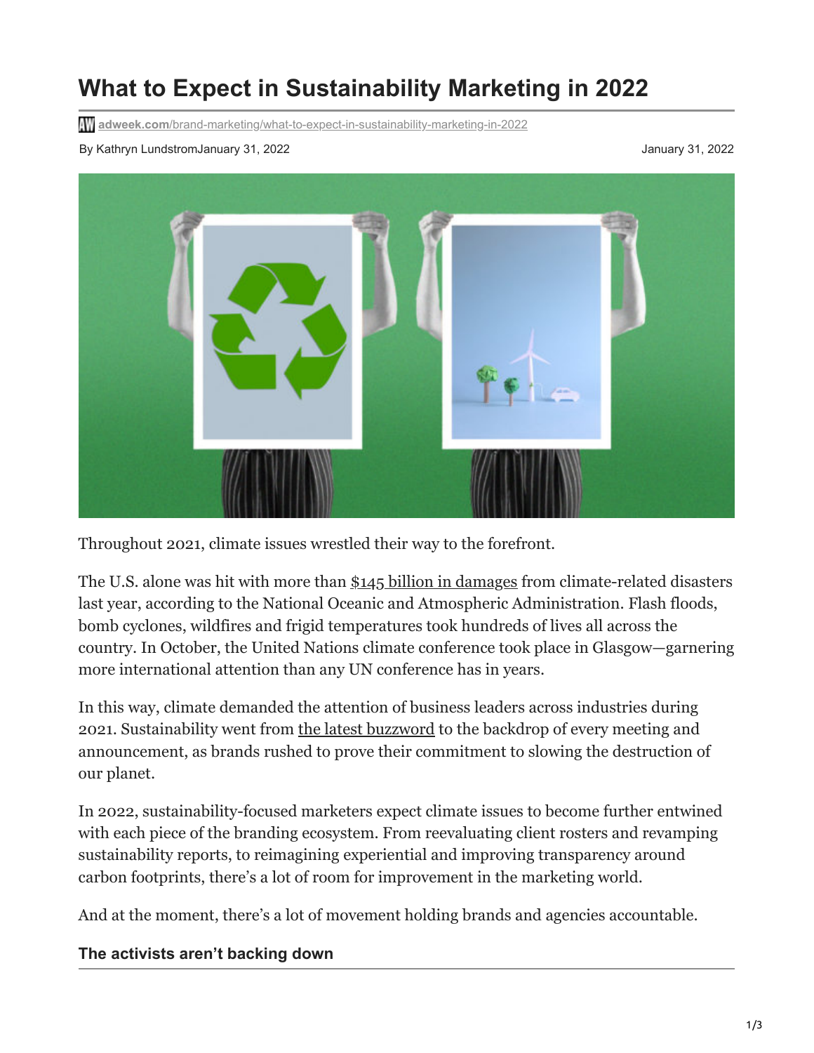# What to Expect in Sustainability Marketing in 2022

adweek.com/brand-marketing/what-to-expect-in-sustainability-marketing-in-2022

By Kathryn LundstromJanuary 31, 2022

January 31, 2022

Throughout 2021, climate issues wrestled their way to the forefront.

The U.S. alone was hit with more than $145 billion in damages from climate-related disasters last year, according to the National Oceanic and Atmospheric Administration. Flash floods, bomb cyclones, wildfires and frigid temperatures took hundreds of lives all across the country. In October, the United Nations climate conference took place in Glasgow—garnering more international attention than any UN conference has in years.

In this way, climate demanded the attention of business leaders across industries during 2021. Sustainability went from the latest buzzword to the backdrop of every meeting and announcement, as brands rushed to prove their commitment to slowing the destruction of our planet.

In 2022, sustainability-focused marketers expect climate issues to become further entwined with each piece of the branding ecosystem. From reevaluating client rosters and revamping sustainability reports, to reimagining experiential and improving transparency around carbon footprints, there's a lot of room for improvement in the marketing world.

And at the moment, there's a lot of movement holding brands and agencies accountable.

## The activists aren't backing down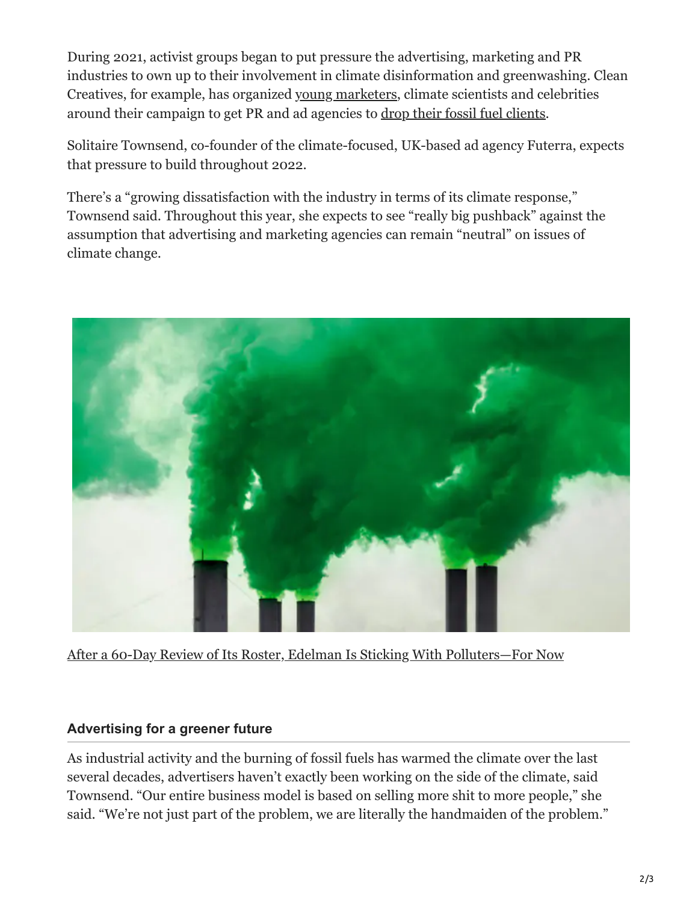During 2021, activist groups began to put pressure the advertising, marketing and PR industries to own up to their involvement in climate disinformation and greenwashing. Clean Creatives, for example, has organized young marketers, climate scientists and celebrities around their campaign to get PR and ad agencies to drop their fossil fuel clients.

Solitaire Townsend, co-founder of the climate-focused, UK-based ad agency Futerra, expects that pressure to build throughout 2022.

There's a "growing dissatisfaction with the industry in terms of its climate response," Townsend said. Throughout this year, she expects to see "really big pushback" against the assumption that advertising and marketing agencies can remain "neutral" on issues of climate change.

After a 60-Day Review of Its Roster, Edelman Is Sticking With Polluters—For Now

### Advertising for a greener future

As industrial activity and the burning of fossil fuels has warmed the climate over the last several decades, advertisers haven't exactly been working on the side of the climate, said Townsend. "Our entire business model is based on selling more shit to more people," she said. "We're not just part of the problem, we are literally the handmaiden of the problem."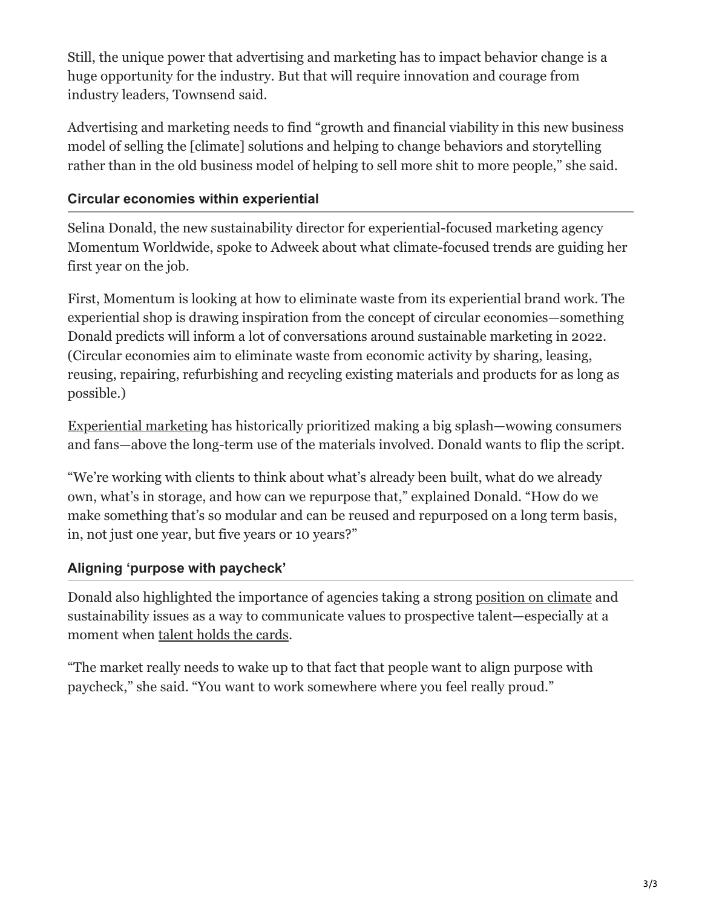Still, the unique power that advertising and marketing has to impact behavior change is a huge opportunity for the industry. But that will require innovation and courage from industry leaders, Townsend said.

Advertising and marketing needs to find "growth and financial viability in this new business model of selling the [climate] solutions and helping to change behaviors and storytelling rather than in the old business model of helping to sell more shit to more people," she said.

### Circular economies within experiential

Selina Donald, the new sustainability director for experiential-focused marketing agency Momentum Worldwide, spoke to Adweek about what climate-focused trends are guiding her first year on the job.

First, Momentum is looking at how to eliminate waste from its experiential brand work. The experiential shop is drawing inspiration from the concept of circular economies—something Donald predicts will inform a lot of conversations around sustainable marketing in 2022. (Circular economies aim to eliminate waste from economic activity by sharing, leasing, reusing, repairing, refurbishing and recycling existing materials and products for as long as possible.)

Experiential marketing has historically prioritized making a big splash—wowing consumers and fans—above the long-term use of the materials involved. Donald wants to flip the script.

"We're working with clients to think about what's already been built, what do we already own, what's in storage, and how can we repurpose that," explained Donald. "How do we make something that's so modular and can be reused and repurposed on a long term basis, in, not just one year, but five years or 10 years?"

### Aligning 'purpose with paycheck'

Donald also highlighted the importance of agencies taking a strong position on climate and sustainability issues as a way to communicate values to prospective talent—especially at a moment when talent holds the cards.

"The market really needs to wake up to that fact that people want to align purpose with paycheck," she said. "You want to work somewhere where you feel really proud."